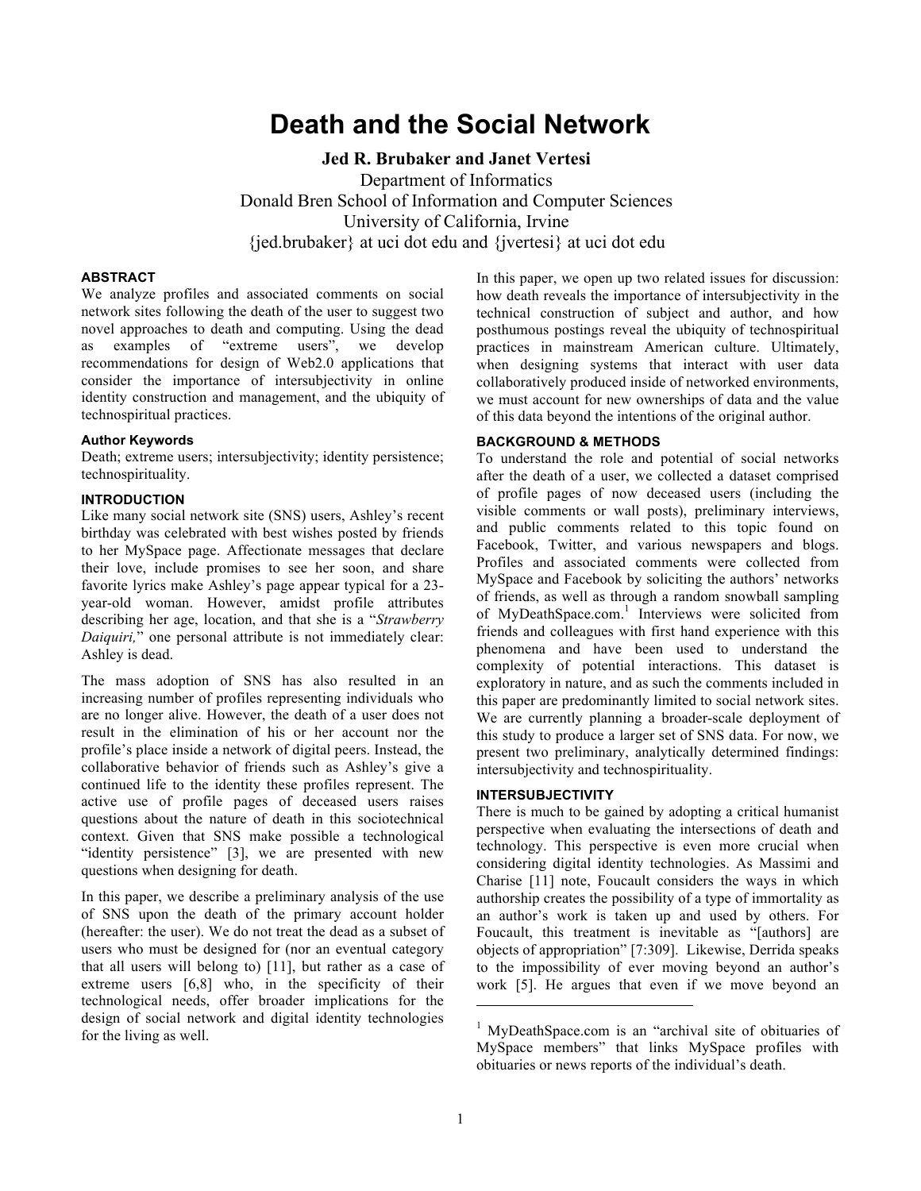# Death and the Social Network

**Jed R. Brubaker and Janet Vertesi**

Department of Informatics
Donald Bren School of Information and Computer Sciences
University of California, Irvine
{jed.brubaker} at uci dot edu and {jvertesi} at uci dot edu

## ABSTRACT

We analyze profiles and associated comments on social network sites following the death of the user to suggest two novel approaches to death and computing. Using the dead as examples of "extreme users", we develop recommendations for design of Web2.0 applications that consider the importance of intersubjectivity in online identity construction and management, and the ubiquity of technospiritual practices.

### Author Keywords

Death; extreme users; intersubjectivity; identity persistence; technospirituality.

## INTRODUCTION

Like many social network site (SNS) users, Ashley's recent birthday was celebrated with best wishes posted by friends to her MySpace page. Affectionate messages that declare their love, include promises to see her soon, and share favorite lyrics make Ashley's page appear typical for a 23-year-old woman. However, amidst profile attributes describing her age, location, and that she is a "*Strawberry Daiquiri,*" one personal attribute is not immediately clear: Ashley is dead.

The mass adoption of SNS has also resulted in an increasing number of profiles representing individuals who are no longer alive. However, the death of a user does not result in the elimination of his or her account nor the profile's place inside a network of digital peers. Instead, the collaborative behavior of friends such as Ashley's give a continued life to the identity these profiles represent. The active use of profile pages of deceased users raises questions about the nature of death in this sociotechnical context. Given that SNS make possible a technological "identity persistence" [3], we are presented with new questions when designing for death.

In this paper, we describe a preliminary analysis of the use of SNS upon the death of the primary account holder (hereafter: the user). We do not treat the dead as a subset of users who must be designed for (nor an eventual category that all users will belong to) [11], but rather as a case of extreme users [6,8] who, in the specificity of their technological needs, offer broader implications for the design of social network and digital identity technologies for the living as well.

In this paper, we open up two related issues for discussion: how death reveals the importance of intersubjectivity in the technical construction of subject and author, and how posthumous postings reveal the ubiquity of technospiritual practices in mainstream American culture. Ultimately, when designing systems that interact with user data collaboratively produced inside of networked environments, we must account for new ownerships of data and the value of this data beyond the intentions of the original author.

## BACKGROUND & METHODS

To understand the role and potential of social networks after the death of a user, we collected a dataset comprised of profile pages of now deceased users (including the visible comments or wall posts), preliminary interviews, and public comments related to this topic found on Facebook, Twitter, and various newspapers and blogs. Profiles and associated comments were collected from MySpace and Facebook by soliciting the authors' networks of friends, as well as through a random snowball sampling of MyDeathSpace.com.[1] Interviews were solicited from friends and colleagues with first hand experience with this phenomena and have been used to understand the complexity of potential interactions. This dataset is exploratory in nature, and as such the comments included in this paper are predominantly limited to social network sites. We are currently planning a broader-scale deployment of this study to produce a larger set of SNS data. For now, we present two preliminary, analytically determined findings: intersubjectivity and technospirituality.

## INTERSUBJECTIVITY

There is much to be gained by adopting a critical humanist perspective when evaluating the intersections of death and technology. This perspective is even more crucial when considering digital identity technologies. As Massimi and Charise [11] note, Foucault considers the ways in which authorship creates the possibility of a type of immortality as an author's work is taken up and used by others. For Foucault, this treatment is inevitable as "[authors] are objects of appropriation" [7:309]. Likewise, Derrida speaks to the impossibility of ever moving beyond an author's work [5]. He argues that even if we move beyond an

[1] MyDeathSpace.com is an "archival site of obituaries of MySpace members" that links MySpace profiles with obituaries or news reports of the individual's death.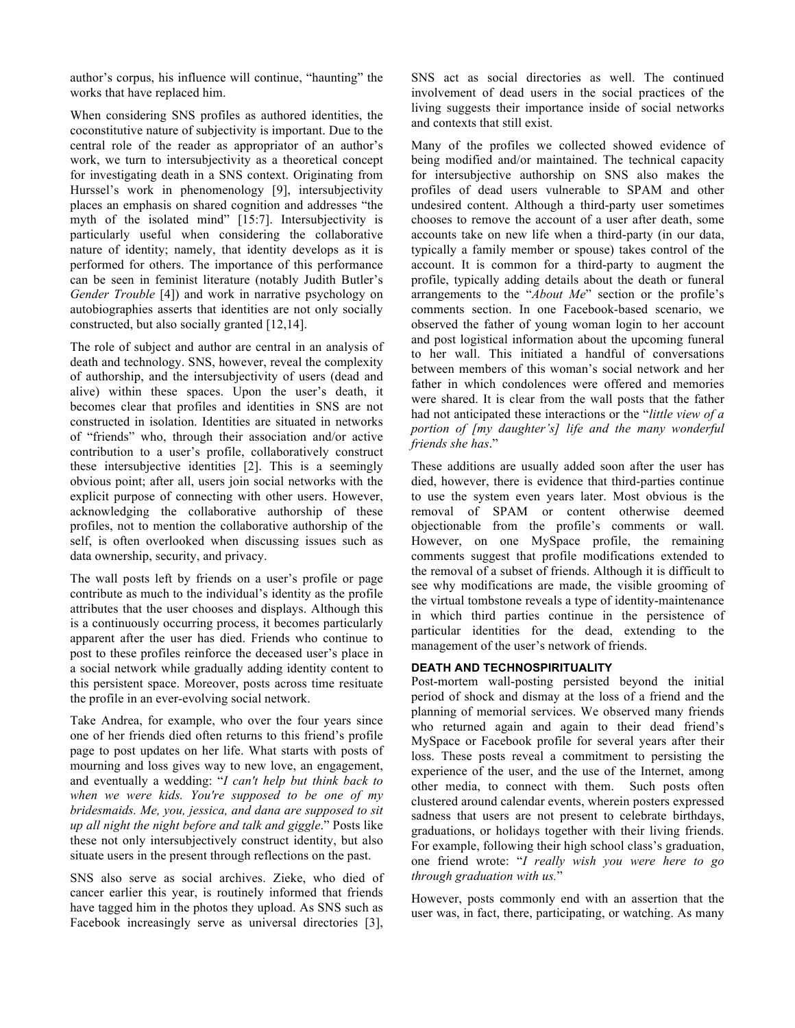author's corpus, his influence will continue, "haunting" the works that have replaced him.

When considering SNS profiles as authored identities, the coconstitutive nature of subjectivity is important. Due to the central role of the reader as appropriator of an author's work, we turn to intersubjectivity as a theoretical concept for investigating death in a SNS context. Originating from Hurssel's work in phenomenology [9], intersubjectivity places an emphasis on shared cognition and addresses "the myth of the isolated mind" [15:7]. Intersubjectivity is particularly useful when considering the collaborative nature of identity; namely, that identity develops as it is performed for others. The importance of this performance can be seen in feminist literature (notably Judith Butler's *Gender Trouble* [4]) and work in narrative psychology on autobiographies asserts that identities are not only socially constructed, but also socially granted [12,14].

The role of subject and author are central in an analysis of death and technology. SNS, however, reveal the complexity of authorship, and the intersubjectivity of users (dead and alive) within these spaces. Upon the user's death, it becomes clear that profiles and identities in SNS are not constructed in isolation. Identities are situated in networks of "friends" who, through their association and/or active contribution to a user's profile, collaboratively construct these intersubjective identities [2]. This is a seemingly obvious point; after all, users join social networks with the explicit purpose of connecting with other users. However, acknowledging the collaborative authorship of these profiles, not to mention the collaborative authorship of the self, is often overlooked when discussing issues such as data ownership, security, and privacy.

The wall posts left by friends on a user's profile or page contribute as much to the individual's identity as the profile attributes that the user chooses and displays. Although this is a continuously occurring process, it becomes particularly apparent after the user has died. Friends who continue to post to these profiles reinforce the deceased user's place in a social network while gradually adding identity content to this persistent space. Moreover, posts across time resituate the profile in an ever-evolving social network.

Take Andrea, for example, who over the four years since one of her friends died often returns to this friend's profile page to post updates on her life. What starts with posts of mourning and loss gives way to new love, an engagement, and eventually a wedding: "*I can't help but think back to when we were kids. You're supposed to be one of my bridesmaids. Me, you, jessica, and dana are supposed to sit up all night the night before and talk and giggle*." Posts like these not only intersubjectively construct identity, but also situate users in the present through reflections on the past.

SNS also serve as social archives. Zieke, who died of cancer earlier this year, is routinely informed that friends have tagged him in the photos they upload. As SNS such as Facebook increasingly serve as universal directories [3], SNS act as social directories as well. The continued involvement of dead users in the social practices of the living suggests their importance inside of social networks and contexts that still exist.

Many of the profiles we collected showed evidence of being modified and/or maintained. The technical capacity for intersubjective authorship on SNS also makes the profiles of dead users vulnerable to SPAM and other undesired content. Although a third-party user sometimes chooses to remove the account of a user after death, some accounts take on new life when a third-party (in our data, typically a family member or spouse) takes control of the account. It is common for a third-party to augment the profile, typically adding details about the death or funeral arrangements to the "*About Me*" section or the profile's comments section. In one Facebook-based scenario, we observed the father of young woman login to her account and post logistical information about the upcoming funeral to her wall. This initiated a handful of conversations between members of this woman's social network and her father in which condolences were offered and memories were shared. It is clear from the wall posts that the father had not anticipated these interactions or the "*little view of a portion of [my daughter's] life and the many wonderful friends she has*."

These additions are usually added soon after the user has died, however, there is evidence that third-parties continue to use the system even years later. Most obvious is the removal of SPAM or content otherwise deemed objectionable from the profile's comments or wall. However, on one MySpace profile, the remaining comments suggest that profile modifications extended to the removal of a subset of friends. Although it is difficult to see why modifications are made, the visible grooming of the virtual tombstone reveals a type of identity-maintenance in which third parties continue in the persistence of particular identities for the dead, extending to the management of the user's network of friends.

## DEATH AND TECHNOSPIRITUALITY

Post-mortem wall-posting persisted beyond the initial period of shock and dismay at the loss of a friend and the planning of memorial services. We observed many friends who returned again and again to their dead friend's MySpace or Facebook profile for several years after their loss. These posts reveal a commitment to persisting the experience of the user, and the use of the Internet, among other media, to connect with them. Such posts often clustered around calendar events, wherein posters expressed sadness that users are not present to celebrate birthdays, graduations, or holidays together with their living friends. For example, following their high school class's graduation, one friend wrote: "*I really wish you were here to go through graduation with us.*"

However, posts commonly end with an assertion that the user was, in fact, there, participating, or watching. As many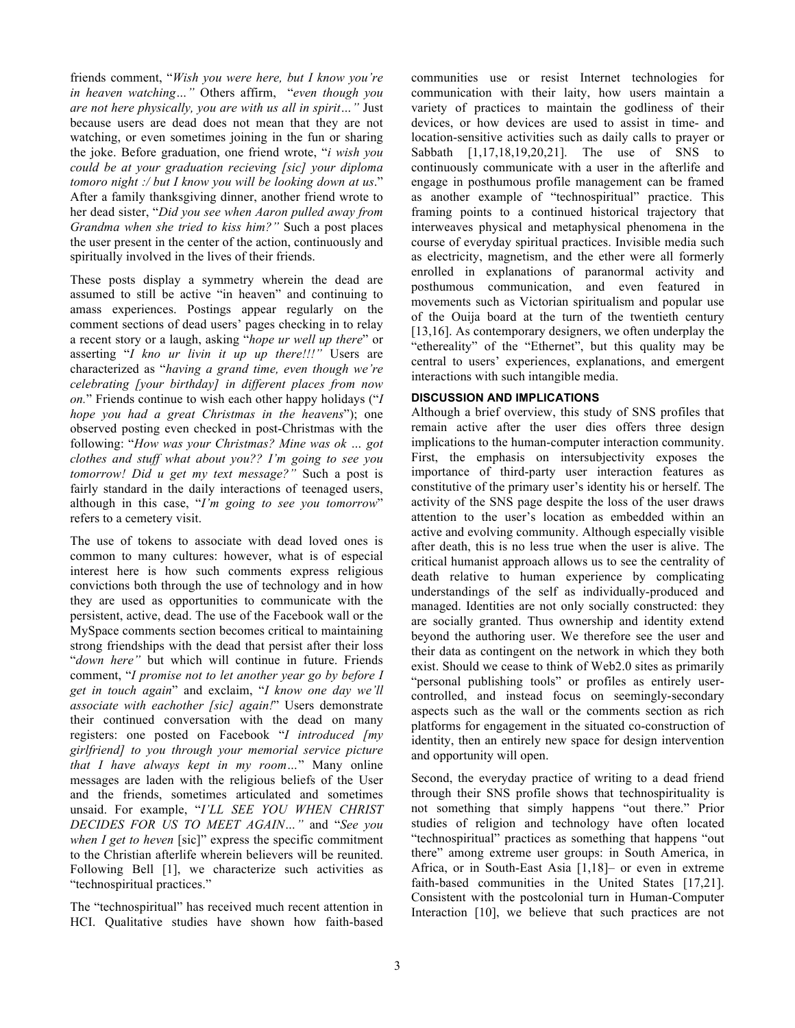friends comment, "*Wish you were here, but I know you're in heaven watching…*" Others affirm, "*even though you are not here physically, you are with us all in spirit…*" Just because users are dead does not mean that they are not watching, or even sometimes joining in the fun or sharing the joke. Before graduation, one friend wrote, "*i wish you could be at your graduation recieving [sic] your diploma tomoro night :/ but I know you will be looking down at us*." After a family thanksgiving dinner, another friend wrote to her dead sister, "*Did you see when Aaron pulled away from Grandma when she tried to kiss him?*" Such a post places the user present in the center of the action, continuously and spiritually involved in the lives of their friends.

These posts display a symmetry wherein the dead are assumed to still be active "in heaven" and continuing to amass experiences. Postings appear regularly on the comment sections of dead users' pages checking in to relay a recent story or a laugh, asking "*hope ur well up there*" or asserting "*I kno ur livin it up up there!!!*" Users are characterized as "*having a grand time, even though we're celebrating [your birthday] in different places from now on.*" Friends continue to wish each other happy holidays ("*I hope you had a great Christmas in the heavens*"); one observed posting even checked in post-Christmas with the following: "*How was your Christmas? Mine was ok … got clothes and stuff what about you?? I'm going to see you tomorrow! Did u get my text message?*" Such a post is fairly standard in the daily interactions of teenaged users, although in this case, "*I'm going to see you tomorrow*" refers to a cemetery visit.

The use of tokens to associate with dead loved ones is common to many cultures: however, what is of especial interest here is how such comments express religious convictions both through the use of technology and in how they are used as opportunities to communicate with the persistent, active, dead. The use of the Facebook wall or the MySpace comments section becomes critical to maintaining strong friendships with the dead that persist after their loss "*down here*" but which will continue in future. Friends comment, "*I promise not to let another year go by before I get in touch again*" and exclaim, "*I know one day we'll associate with eachother [sic] again!*" Users demonstrate their continued conversation with the dead on many registers: one posted on Facebook "*I introduced [my girlfriend] to you through your memorial service picture that I have always kept in my room…*" Many online messages are laden with the religious beliefs of the User and the friends, sometimes articulated and sometimes unsaid. For example, "*I'LL SEE YOU WHEN CHRIST DECIDES FOR US TO MEET AGAIN…*" and "*See you when I get to heven* [sic]" express the specific commitment to the Christian afterlife wherein believers will be reunited. Following Bell [1], we characterize such activities as "technospiritual practices."

The "technospiritual" has received much recent attention in HCI. Qualitative studies have shown how faith-based communities use or resist Internet technologies for communication with their laity, how users maintain a variety of practices to maintain the godliness of their devices, or how devices are used to assist in time- and location-sensitive activities such as daily calls to prayer or Sabbath [1,17,18,19,20,21]. The use of SNS to continuously communicate with a user in the afterlife and engage in posthumous profile management can be framed as another example of "technospiritual" practice. This framing points to a continued historical trajectory that interweaves physical and metaphysical phenomena in the course of everyday spiritual practices. Invisible media such as electricity, magnetism, and the ether were all formerly enrolled in explanations of paranormal activity and posthumous communication, and even featured in movements such as Victorian spiritualism and popular use of the Ouija board at the turn of the twentieth century [13,16]. As contemporary designers, we often underplay the "ethereality" of the "Ethernet", but this quality may be central to users' experiences, explanations, and emergent interactions with such intangible media.

### DISCUSSION AND IMPLICATIONS

Although a brief overview, this study of SNS profiles that remain active after the user dies offers three design implications to the human-computer interaction community. First, the emphasis on intersubjectivity exposes the importance of third-party user interaction features as constitutive of the primary user's identity his or herself. The activity of the SNS page despite the loss of the user draws attention to the user's location as embedded within an active and evolving community. Although especially visible after death, this is no less true when the user is alive. The critical humanist approach allows us to see the centrality of death relative to human experience by complicating understandings of the self as individually-produced and managed. Identities are not only socially constructed: they are socially granted. Thus ownership and identity extend beyond the authoring user. We therefore see the user and their data as contingent on the network in which they both exist. Should we cease to think of Web2.0 sites as primarily "personal publishing tools" or profiles as entirely user-controlled, and instead focus on seemingly-secondary aspects such as the wall or the comments section as rich platforms for engagement in the situated co-construction of identity, then an entirely new space for design intervention and opportunity will open.

Second, the everyday practice of writing to a dead friend through their SNS profile shows that technospirituality is not something that simply happens "out there." Prior studies of religion and technology have often located "technospiritual" practices as something that happens "out there" among extreme user groups: in South America, in Africa, or in South-East Asia [1,18]– or even in extreme faith-based communities in the United States [17,21]. Consistent with the postcolonial turn in Human-Computer Interaction [10], we believe that such practices are not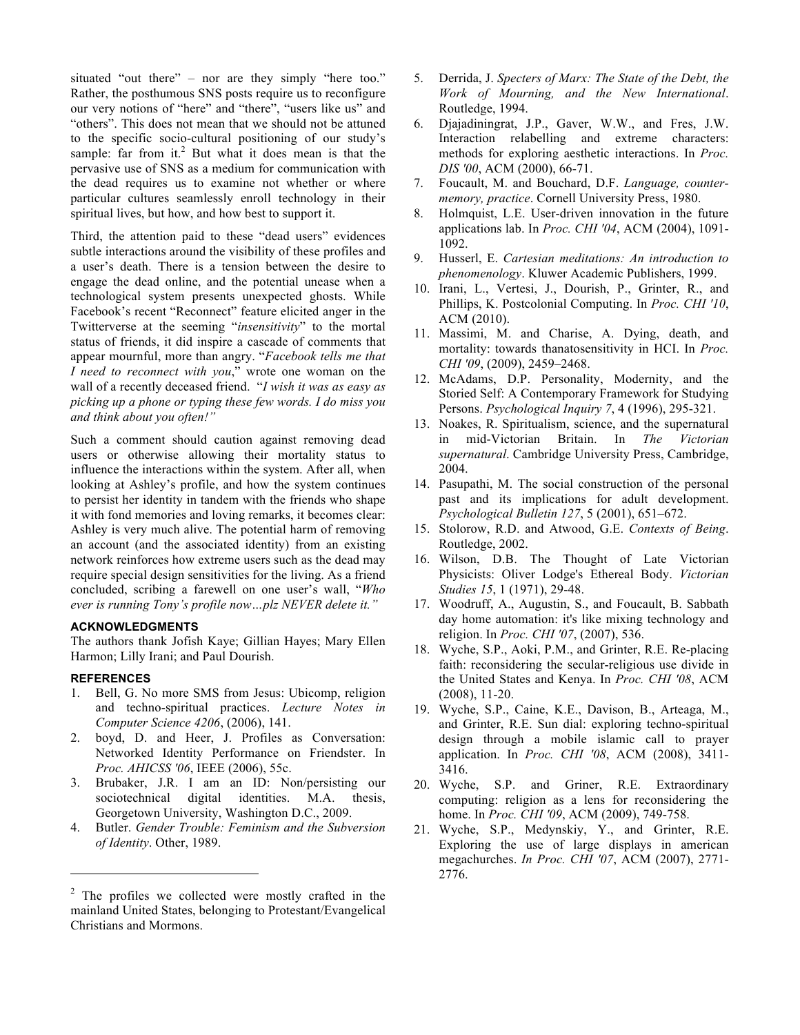situated "out there" – nor are they simply "here too." Rather, the posthumous SNS posts require us to reconfigure our very notions of "here" and "there", "users like us" and "others". This does not mean that we should not be attuned to the specific socio-cultural positioning of our study's sample: far from it.[2] But what it does mean is that the pervasive use of SNS as a medium for communication with the dead requires us to examine not whether or where particular cultures seamlessly enroll technology in their spiritual lives, but how, and how best to support it.

Third, the attention paid to these "dead users" evidences subtle interactions around the visibility of these profiles and a user's death. There is a tension between the desire to engage the dead online, and the potential unease when a technological system presents unexpected ghosts. While Facebook's recent "Reconnect" feature elicited anger in the Twitterverse at the seeming "*insensitivity*" to the mortal status of friends, it did inspire a cascade of comments that appear mournful, more than angry. "*Facebook tells me that I need to reconnect with you*," wrote one woman on the wall of a recently deceased friend. "*I wish it was as easy as picking up a phone or typing these few words. I do miss you and think about you often!"*

Such a comment should caution against removing dead users or otherwise allowing their mortality status to influence the interactions within the system. After all, when looking at Ashley's profile, and how the system continues to persist her identity in tandem with the friends who shape it with fond memories and loving remarks, it becomes clear: Ashley is very much alive. The potential harm of removing an account (and the associated identity) from an existing network reinforces how extreme users such as the dead may require special design sensitivities for the living. As a friend concluded, scribing a farewell on one user's wall, "*Who ever is running Tony's profile now…plz NEVER delete it."*

## ACKNOWLEDGMENTS

The authors thank Jofish Kaye; Gillian Hayes; Mary Ellen Harmon; Lilly Irani; and Paul Dourish.

## REFERENCES

1. Bell, G. No more SMS from Jesus: Ubicomp, religion and techno-spiritual practices. *Lecture Notes in Computer Science 4206*, (2006), 141.
2. boyd, D. and Heer, J. Profiles as Conversation: Networked Identity Performance on Friendster. In *Proc. AHICSS '06*, IEEE (2006), 55c.
3. Brubaker, J.R. I am an ID: Non/persisting our sociotechnical digital identities. M.A. thesis, Georgetown University, Washington D.C., 2009.
4. Butler. *Gender Trouble: Feminism and the Subversion of Identity*. Other, 1989.
5. Derrida, J. *Specters of Marx: The State of the Debt, the Work of Mourning, and the New International*. Routledge, 1994.
6. Djajadiningrat, J.P., Gaver, W.W., and Fres, J.W. Interaction relabelling and extreme characters: methods for exploring aesthetic interactions. In *Proc. DIS '00*, ACM (2000), 66-71.
7. Foucault, M. and Bouchard, D.F. *Language, counter-memory, practice*. Cornell University Press, 1980.
8. Holmquist, L.E. User-driven innovation in the future applications lab. In *Proc. CHI '04*, ACM (2004), 1091-1092.
9. Husserl, E. *Cartesian meditations: An introduction to phenomenology*. Kluwer Academic Publishers, 1999.
10. Irani, L., Vertesi, J., Dourish, P., Grinter, R., and Phillips, K. Postcolonial Computing. In *Proc. CHI '10*, ACM (2010).
11. Massimi, M. and Charise, A. Dying, death, and mortality: towards thanatosensitivity in HCI. In *Proc. CHI '09*, (2009), 2459–2468.
12. McAdams, D.P. Personality, Modernity, and the Storied Self: A Contemporary Framework for Studying Persons. *Psychological Inquiry 7*, 4 (1996), 295-321.
13. Noakes, R. Spiritualism, science, and the supernatural in mid-Victorian Britain. In *The Victorian supernatural*. Cambridge University Press, Cambridge, 2004.
14. Pasupathi, M. The social construction of the personal past and its implications for adult development. *Psychological Bulletin 127*, 5 (2001), 651–672.
15. Stolorow, R.D. and Atwood, G.E. *Contexts of Being*. Routledge, 2002.
16. Wilson, D.B. The Thought of Late Victorian Physicists: Oliver Lodge's Ethereal Body. *Victorian Studies 15*, 1 (1971), 29-48.
17. Woodruff, A., Augustin, S., and Foucault, B. Sabbath day home automation: it's like mixing technology and religion. In *Proc. CHI '07*, (2007), 536.
18. Wyche, S.P., Aoki, P.M., and Grinter, R.E. Re-placing faith: reconsidering the secular-religious use divide in the United States and Kenya. In *Proc. CHI '08*, ACM (2008), 11-20.
19. Wyche, S.P., Caine, K.E., Davison, B., Arteaga, M., and Grinter, R.E. Sun dial: exploring techno-spiritual design through a mobile islamic call to prayer application. In *Proc. CHI '08*, ACM (2008), 3411-3416.
20. Wyche, S.P. and Griner, R.E. Extraordinary computing: religion as a lens for reconsidering the home. In *Proc. CHI '09*, ACM (2009), 749-758.
21. Wyche, S.P., Medynskiy, Y., and Grinter, R.E. Exploring the use of large displays in american megachurches. *In Proc. CHI '07*, ACM (2007), 2771-2776.

---

[2] The profiles we collected were mostly crafted in the mainland United States, belonging to Protestant/Evangelical Christians and Mormons.